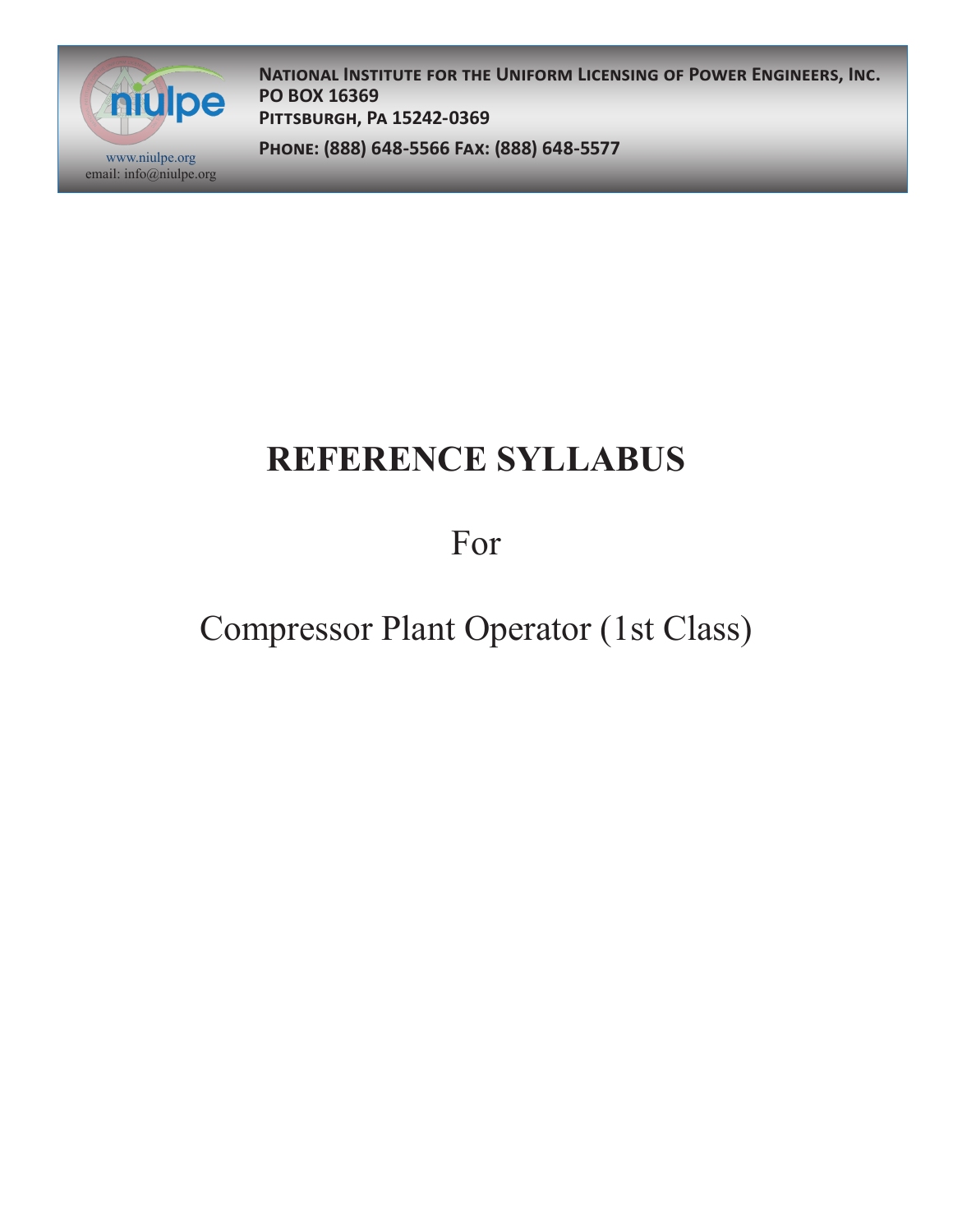**National Institute for the Uniform Licensing of Power Engineers, Inc.**
**PO BOX 16369**
**Pittsburgh, Pa 15242-0369**

**Phone: (888) 648-5566 Fax: (888) 648-5577**

www.niulpe.org
email: info@niulpe.org

# REFERENCE SYLLABUS

For

Compressor Plant Operator (1st Class)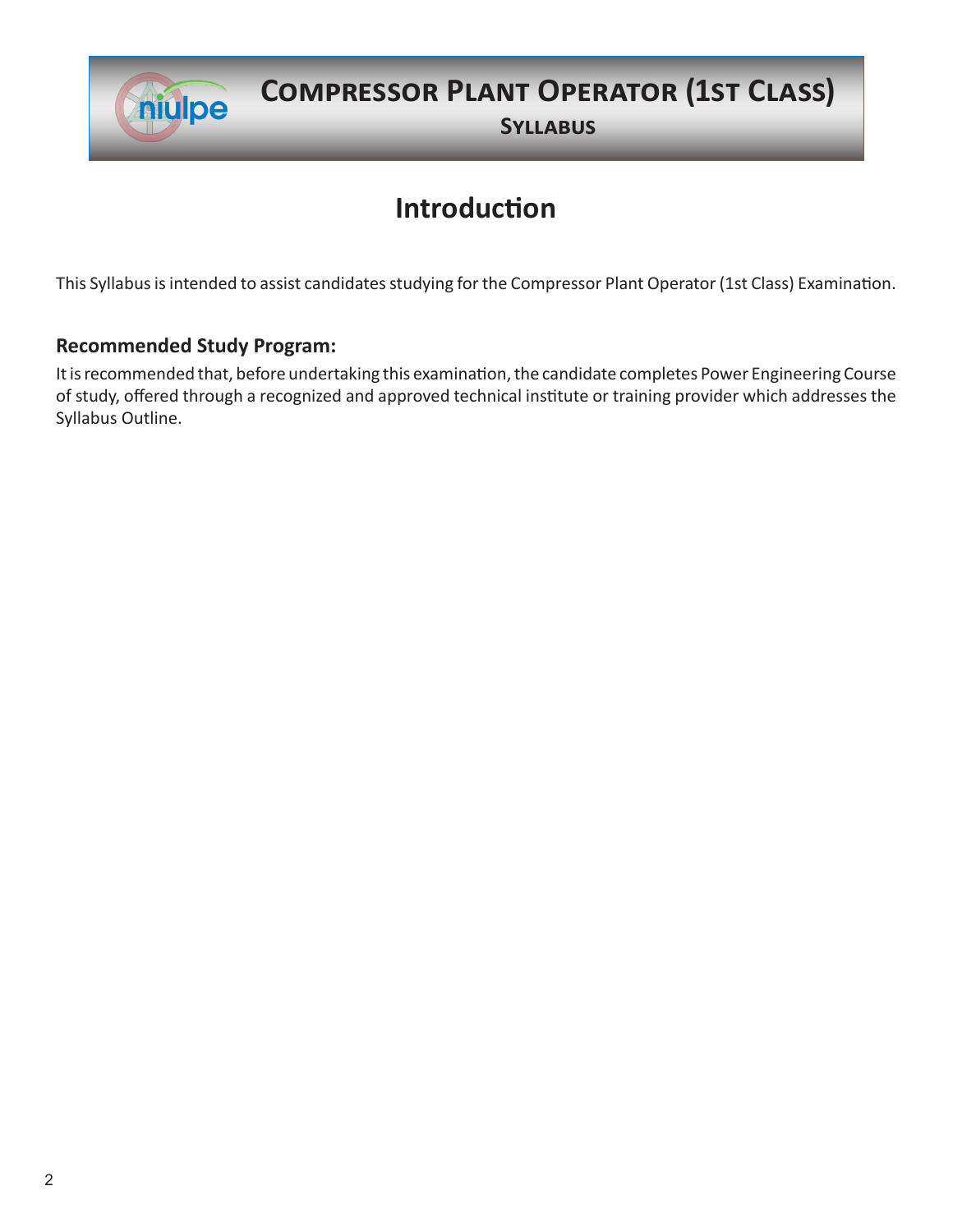# Introduction

This Syllabus is intended to assist candidates studying for the Compressor Plant Operator (1st Class) Examination.

### Recommended Study Program:

It is recommended that, before undertaking this examination, the candidate completes Power Engineering Course of study, offered through a recognized and approved technical institute or training provider which addresses the Syllabus Outline.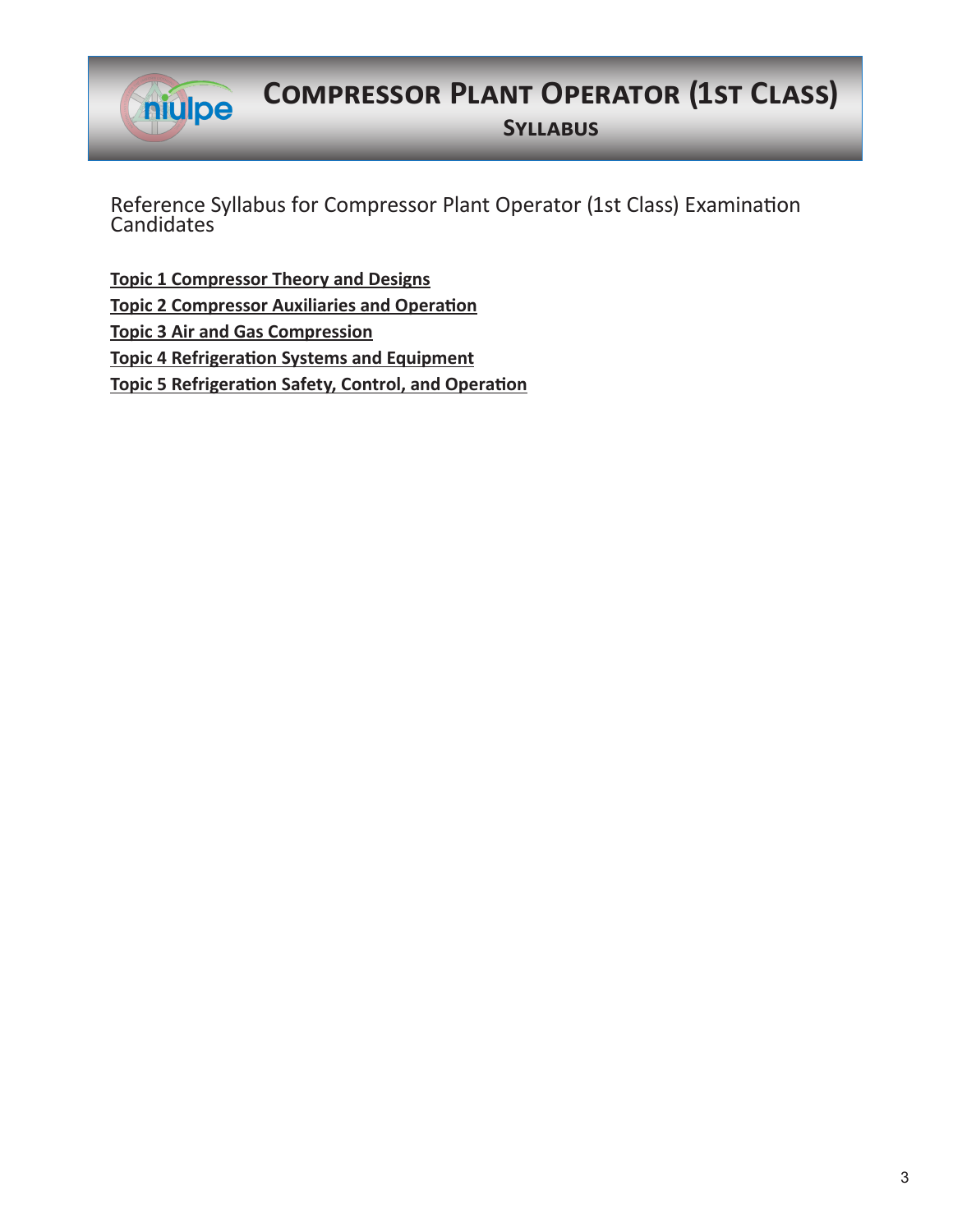# Compressor Plant Operator (1st Class)

## Syllabus

Reference Syllabus for Compressor Plant Operator (1st Class) Examination Candidates

**Topic 1 Compressor Theory and Designs**

**Topic 2 Compressor Auxiliaries and Operation**

**Topic 3 Air and Gas Compression**

**Topic 4 Refrigeration Systems and Equipment**

**Topic 5 Refrigeration Safety, Control, and Operation**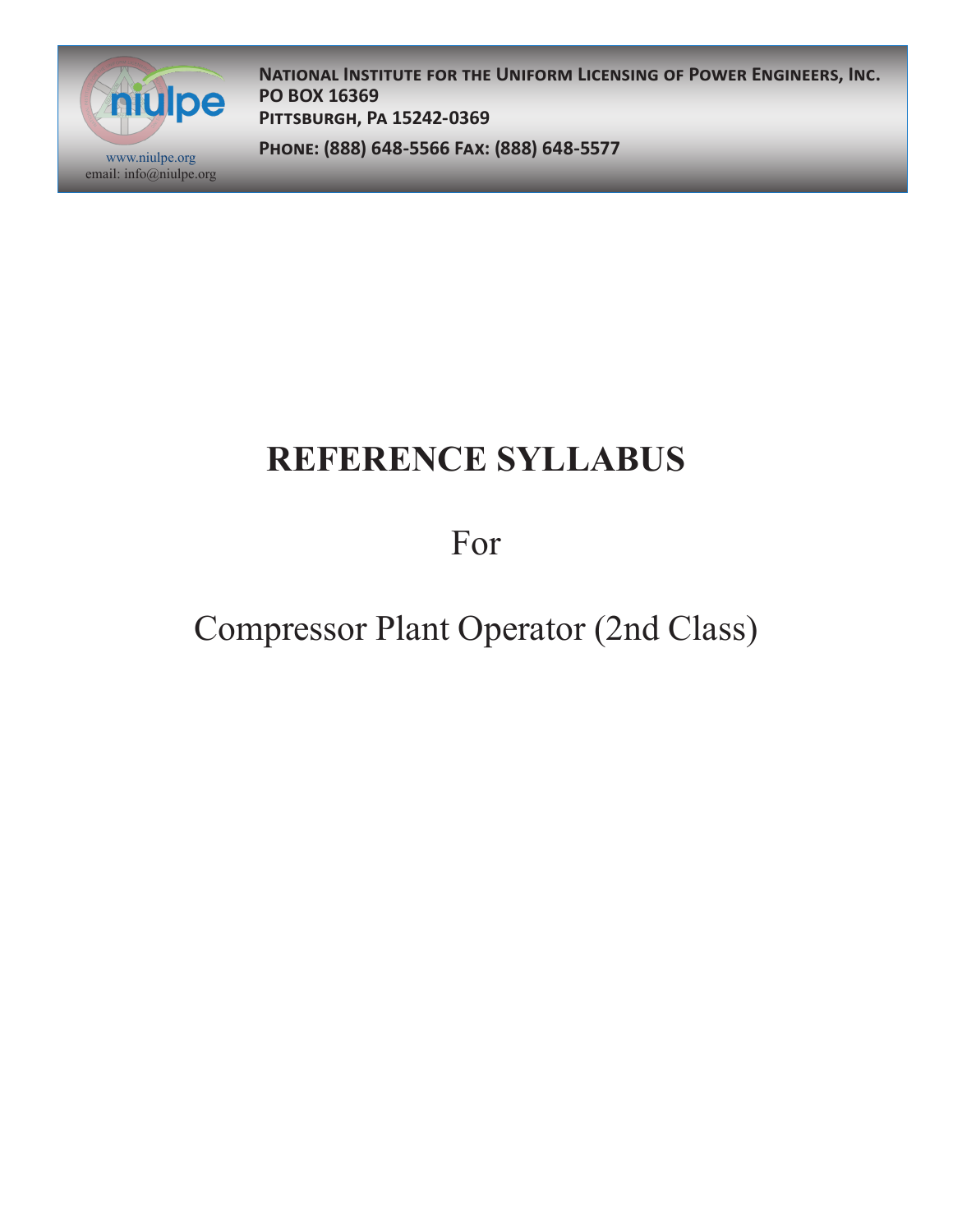**National Institute for the Uniform Licensing of Power Engineers, Inc.**
**PO BOX 16369**
**Pittsburgh, PA 15242-0369**
**Phone: (888) 648-5566 Fax: (888) 648-5577**

www.niulpe.org
email: info@niulpe.org

# REFERENCE SYLLABUS

For

Compressor Plant Operator (2nd Class)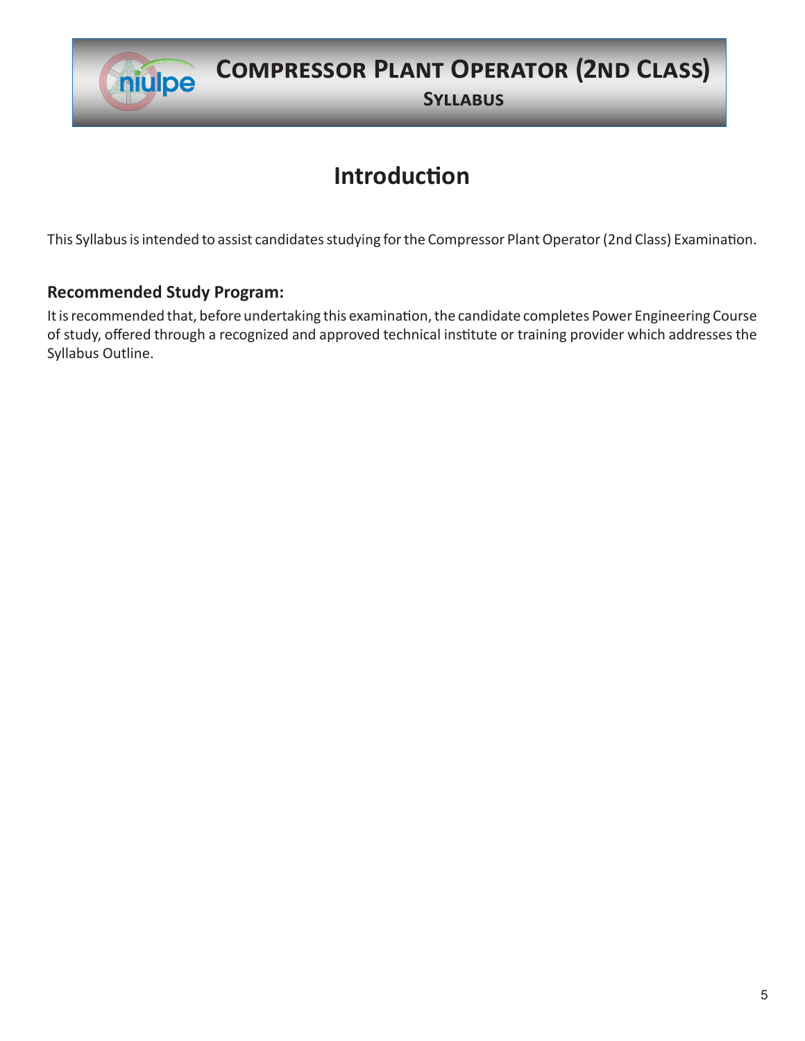# Introduction

This Syllabus is intended to assist candidates studying for the Compressor Plant Operator (2nd Class) Examination.

### Recommended Study Program:

It is recommended that, before undertaking this examination, the candidate completes Power Engineering Course of study, offered through a recognized and approved technical institute or training provider which addresses the Syllabus Outline.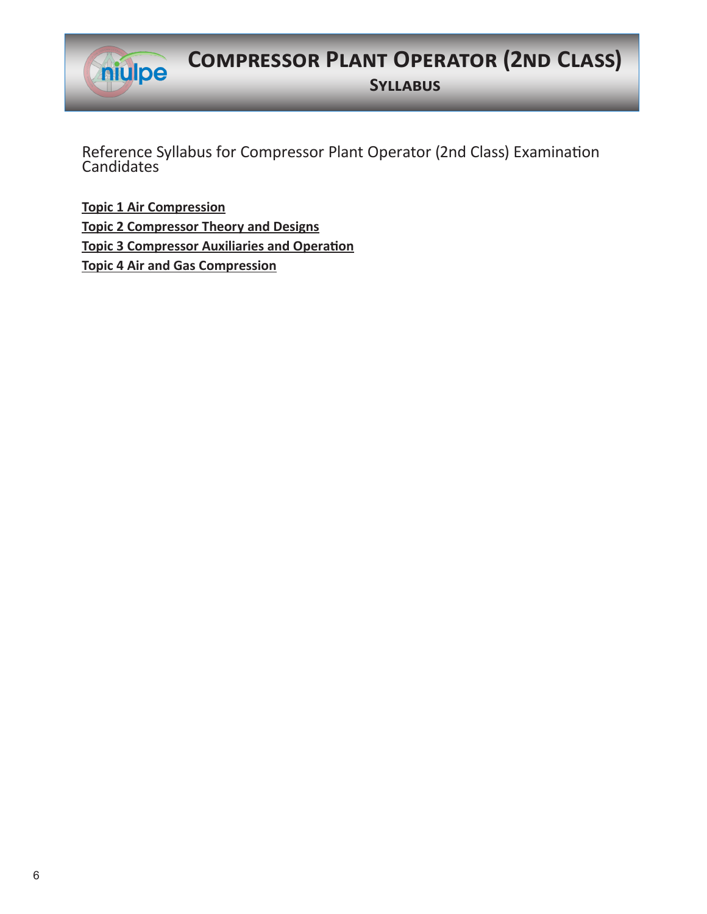# Compressor Plant Operator (2nd Class)

## Syllabus

Reference Syllabus for Compressor Plant Operator (2nd Class) Examination Candidates

**Topic 1 Air Compression**

**Topic 2 Compressor Theory and Designs**

**Topic 3 Compressor Auxiliaries and Operation**

**Topic 4 Air and Gas Compression**